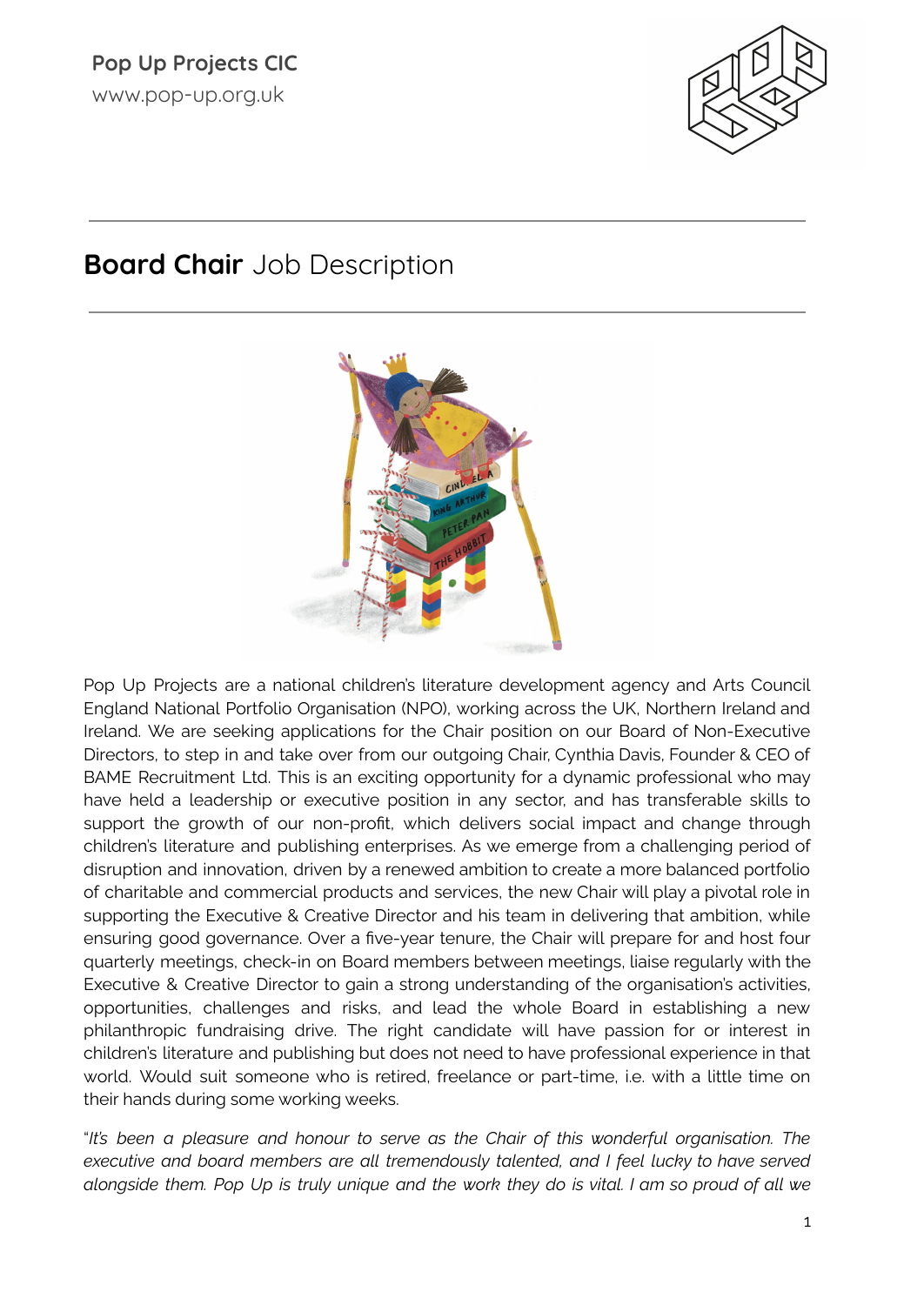Pop Up Projects CIC
www.pop-up.org.uk

# **Board Chair** Job Description

Pop Up Projects are a national children's literature development agency and Arts Council England National Portfolio Organisation (NPO), working across the UK, Northern Ireland and Ireland. We are seeking applications for the Chair position on our Board of Non-Executive Directors, to step in and take over from our outgoing Chair, Cynthia Davis, Founder & CEO of BAME Recruitment Ltd. This is an exciting opportunity for a dynamic professional who may have held a leadership or executive position in any sector, and has transferable skills to support the growth of our non-profit, which delivers social impact and change through children's literature and publishing enterprises. As we emerge from a challenging period of disruption and innovation, driven by a renewed ambition to create a more balanced portfolio of charitable and commercial products and services, the new Chair will play a pivotal role in supporting the Executive & Creative Director and his team in delivering that ambition, while ensuring good governance. Over a five-year tenure, the Chair will prepare for and host four quarterly meetings, check-in on Board members between meetings, liaise regularly with the Executive & Creative Director to gain a strong understanding of the organisation's activities, opportunities, challenges and risks, and lead the whole Board in establishing a new philanthropic fundraising drive. The right candidate will have passion for or interest in children's literature and publishing but does not need to have professional experience in that world. Would suit someone who is retired, freelance or part-time, i.e. with a little time on their hands during some working weeks.

"*It's been a pleasure and honour to serve as the Chair of this wonderful organisation. The executive and board members are all tremendously talented, and I feel lucky to have served alongside them. Pop Up is truly unique and the work they do is vital. I am so proud of all we*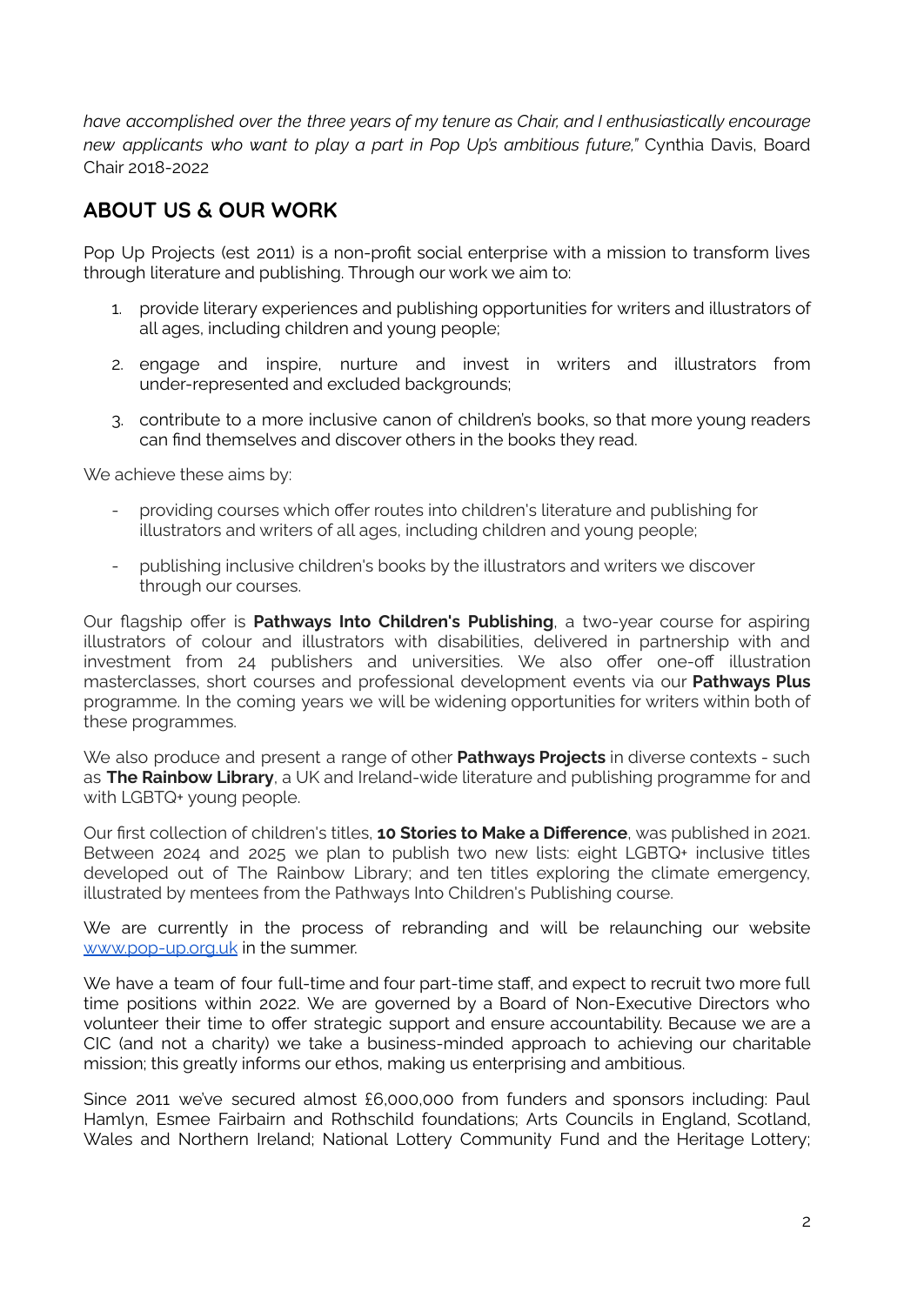*have accomplished over the three years of my tenure as Chair, and I enthusiastically encourage new applicants who want to play a part in Pop Up's ambitious future,"* Cynthia Davis, Board Chair 2018-2022

## ABOUT US & OUR WORK

Pop Up Projects (est 2011) is a non-profit social enterprise with a mission to transform lives through literature and publishing. Through our work we aim to:

1. provide literary experiences and publishing opportunities for writers and illustrators of all ages, including children and young people;
2. engage and inspire, nurture and invest in writers and illustrators from under-represented and excluded backgrounds;
3. contribute to a more inclusive canon of children's books, so that more young readers can find themselves and discover others in the books they read.

We achieve these aims by:

- providing courses which offer routes into children's literature and publishing for illustrators and writers of all ages, including children and young people;
- publishing inclusive children's books by the illustrators and writers we discover through our courses.

Our flagship offer is **Pathways Into Children's Publishing**, a two-year course for aspiring illustrators of colour and illustrators with disabilities, delivered in partnership with and investment from 24 publishers and universities. We also offer one-off illustration masterclasses, short courses and professional development events via our **Pathways Plus** programme. In the coming years we will be widening opportunities for writers within both of these programmes.

We also produce and present a range of other **Pathways Projects** in diverse contexts - such as **The Rainbow Library**, a UK and Ireland-wide literature and publishing programme for and with LGBTQ+ young people.

Our first collection of children's titles, **10 Stories to Make a Difference**, was published in 2021. Between 2024 and 2025 we plan to publish two new lists: eight LGBTQ+ inclusive titles developed out of The Rainbow Library; and ten titles exploring the climate emergency, illustrated by mentees from the Pathways Into Children's Publishing course.

We are currently in the process of rebranding and will be relaunching our website [www.pop-up.org.uk](http://www.pop-up.org.uk) in the summer.

We have a team of four full-time and four part-time staff, and expect to recruit two more full time positions within 2022. We are governed by a Board of Non-Executive Directors who volunteer their time to offer strategic support and ensure accountability. Because we are a CIC (and not a charity) we take a business-minded approach to achieving our charitable mission; this greatly informs our ethos, making us enterprising and ambitious.

Since 2011 we've secured almost £6,000,000 from funders and sponsors including: Paul Hamlyn, Esmee Fairbairn and Rothschild foundations; Arts Councils in England, Scotland, Wales and Northern Ireland; National Lottery Community Fund and the Heritage Lottery;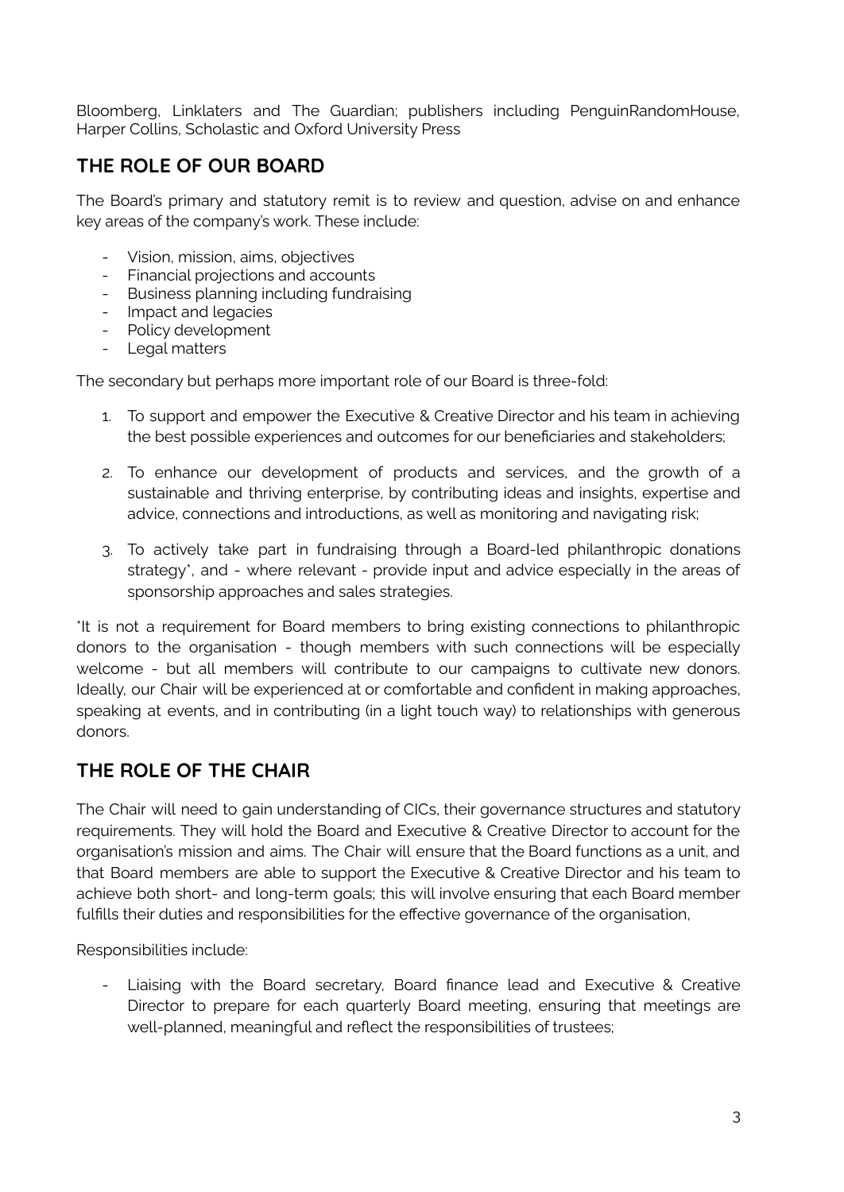Bloomberg, Linklaters and The Guardian; publishers including PenguinRandomHouse, Harper Collins, Scholastic and Oxford University Press

## THE ROLE OF OUR BOARD

The Board's primary and statutory remit is to review and question, advise on and enhance key areas of the company's work. These include:

- Vision, mission, aims, objectives
- Financial projections and accounts
- Business planning including fundraising
- Impact and legacies
- Policy development
- Legal matters

The secondary but perhaps more important role of our Board is three-fold:

1. To support and empower the Executive & Creative Director and his team in achieving the best possible experiences and outcomes for our beneficiaries and stakeholders;

2. To enhance our development of products and services, and the growth of a sustainable and thriving enterprise, by contributing ideas and insights, expertise and advice, connections and introductions, as well as monitoring and navigating risk;

3. To actively take part in fundraising through a Board-led philanthropic donations strategy*, and - where relevant - provide input and advice especially in the areas of sponsorship approaches and sales strategies.

*It is not a requirement for Board members to bring existing connections to philanthropic donors to the organisation - though members with such connections will be especially welcome - but all members will contribute to our campaigns to cultivate new donors. Ideally, our Chair will be experienced at or comfortable and confident in making approaches, speaking at events, and in contributing (in a light touch way) to relationships with generous donors.

## THE ROLE OF THE CHAIR

The Chair will need to gain understanding of CICs, their governance structures and statutory requirements. They will hold the Board and Executive & Creative Director to account for the organisation's mission and aims. The Chair will ensure that the Board functions as a unit, and that Board members are able to support the Executive & Creative Director and his team to achieve both short- and long-term goals; this will involve ensuring that each Board member fulfills their duties and responsibilities for the effective governance of the organisation,

Responsibilities include:

- Liaising with the Board secretary, Board finance lead and Executive & Creative Director to prepare for each quarterly Board meeting, ensuring that meetings are well-planned, meaningful and reflect the responsibilities of trustees;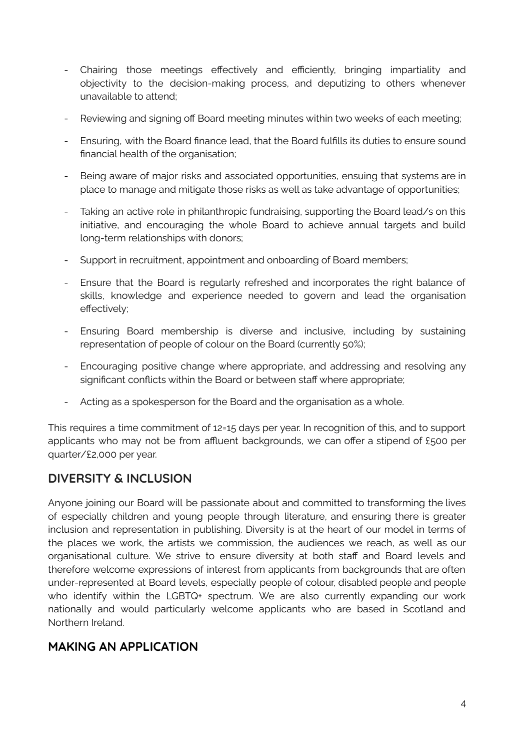- Chairing those meetings effectively and efficiently, bringing impartiality and objectivity to the decision-making process, and deputizing to others whenever unavailable to attend;
- Reviewing and signing off Board meeting minutes within two weeks of each meeting;
- Ensuring, with the Board finance lead, that the Board fulfills its duties to ensure sound financial health of the organisation;
- Being aware of major risks and associated opportunities, ensuing that systems are in place to manage and mitigate those risks as well as take advantage of opportunities;
- Taking an active role in philanthropic fundraising, supporting the Board lead/s on this initiative, and encouraging the whole Board to achieve annual targets and build long-term relationships with donors;
- Support in recruitment, appointment and onboarding of Board members;
- Ensure that the Board is regularly refreshed and incorporates the right balance of skills, knowledge and experience needed to govern and lead the organisation effectively;
- Ensuring Board membership is diverse and inclusive, including by sustaining representation of people of colour on the Board (currently 50%);
- Encouraging positive change where appropriate, and addressing and resolving any significant conflicts within the Board or between staff where appropriate;
- Acting as a spokesperson for the Board and the organisation as a whole.

This requires a time commitment of 12-15 days per year. In recognition of this, and to support applicants who may not be from affluent backgrounds, we can offer a stipend of £500 per quarter/£2,000 per year.

## DIVERSITY & INCLUSION

Anyone joining our Board will be passionate about and committed to transforming the lives of especially children and young people through literature, and ensuring there is greater inclusion and representation in publishing. Diversity is at the heart of our model in terms of the places we work, the artists we commission, the audiences we reach, as well as our organisational culture. We strive to ensure diversity at both staff and Board levels and therefore welcome expressions of interest from applicants from backgrounds that are often under-represented at Board levels, especially people of colour, disabled people and people who identify within the LGBTQ+ spectrum. We are also currently expanding our work nationally and would particularly welcome applicants who are based in Scotland and Northern Ireland.

## MAKING AN APPLICATION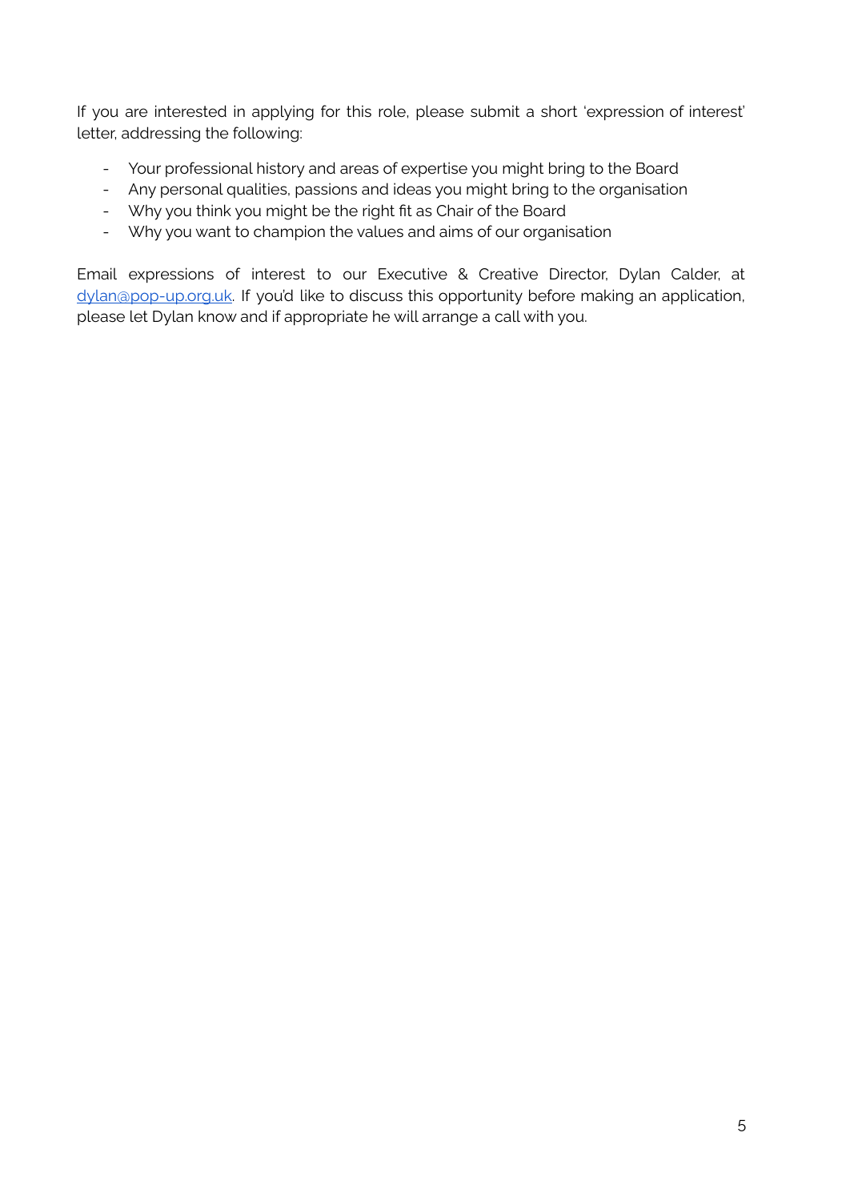If you are interested in applying for this role, please submit a short 'expression of interest' letter, addressing the following:

- Your professional history and areas of expertise you might bring to the Board
- Any personal qualities, passions and ideas you might bring to the organisation
- Why you think you might be the right fit as Chair of the Board
- Why you want to champion the values and aims of our organisation

Email expressions of interest to our Executive & Creative Director, Dylan Calder, at [dylan@pop-up.org.uk](mailto:dylan@pop-up.org.uk). If you'd like to discuss this opportunity before making an application, please let Dylan know and if appropriate he will arrange a call with you.